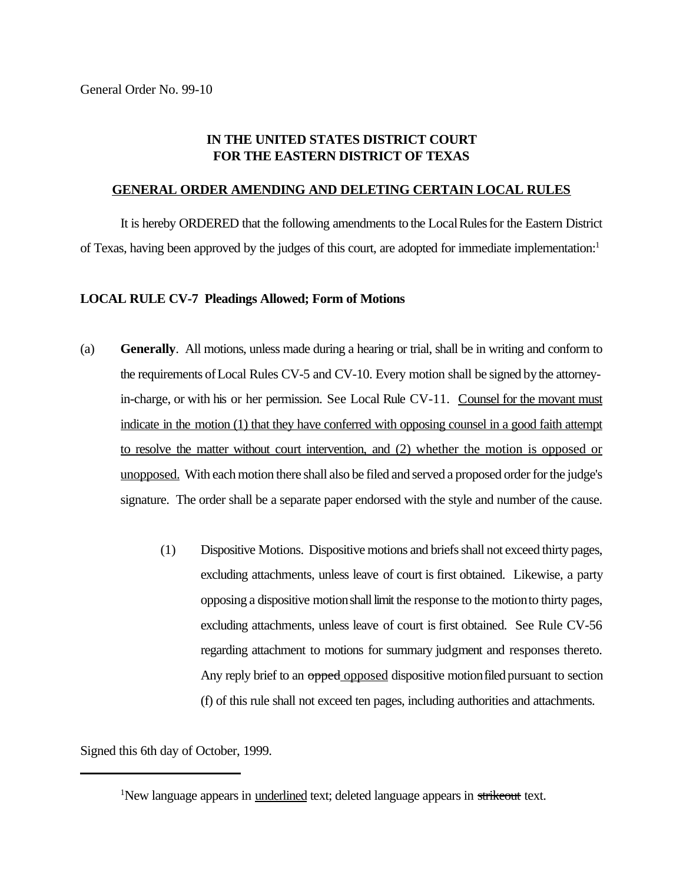General Order No. 99-10

**IN THE UNITED STATES DISTRICT COURT**
**FOR THE EASTERN DISTRICT OF TEXAS**

**<u>GENERAL ORDER AMENDING AND DELETING CERTAIN LOCAL RULES</u>**

It is hereby ORDERED that the following amendments to the Local Rules for the Eastern District of Texas, having been approved by the judges of this court, are adopted for immediate implementation:[1]

**LOCAL RULE CV-7 Pleadings Allowed; Form of Motions**

(a) **Generally**. All motions, unless made during a hearing or trial, shall be in writing and conform to the requirements of Local Rules CV-5 and CV-10. Every motion shall be signed by the attorney-in-charge, or with his or her permission. See Local Rule CV-11. <u>Counsel for the movant must indicate in the motion (1) that they have conferred with opposing counsel in a good faith attempt to resolve the matter without court intervention, and (2) whether the motion is opposed or unopposed.</u> With each motion there shall also be filed and served a proposed order for the judge's signature. The order shall be a separate paper endorsed with the style and number of the cause.

(1) Dispositive Motions. Dispositive motions and briefs shall not exceed thirty pages, excluding attachments, unless leave of court is first obtained. Likewise, a party opposing a dispositive motion shall limit the response to the motion to thirty pages, excluding attachments, unless leave of court is first obtained. See Rule CV-56 regarding attachment to motions for summary judgment and responses thereto. Any reply brief to an ~~opped~~ <u>opposed</u> dispositive motion filed pursuant to section (f) of this rule shall not exceed ten pages, including authorities and attachments.

Signed this 6th day of October, 1999.

---

[1]New language appears in <u>underlined</u> text; deleted language appears in ~~strikeout~~ text.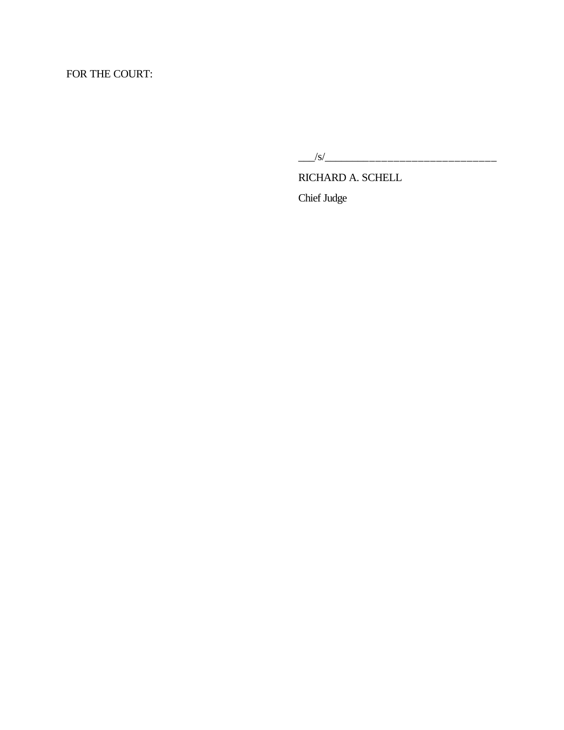FOR THE COURT:

___/s/_______________________________

RICHARD A. SCHELL

Chief Judge